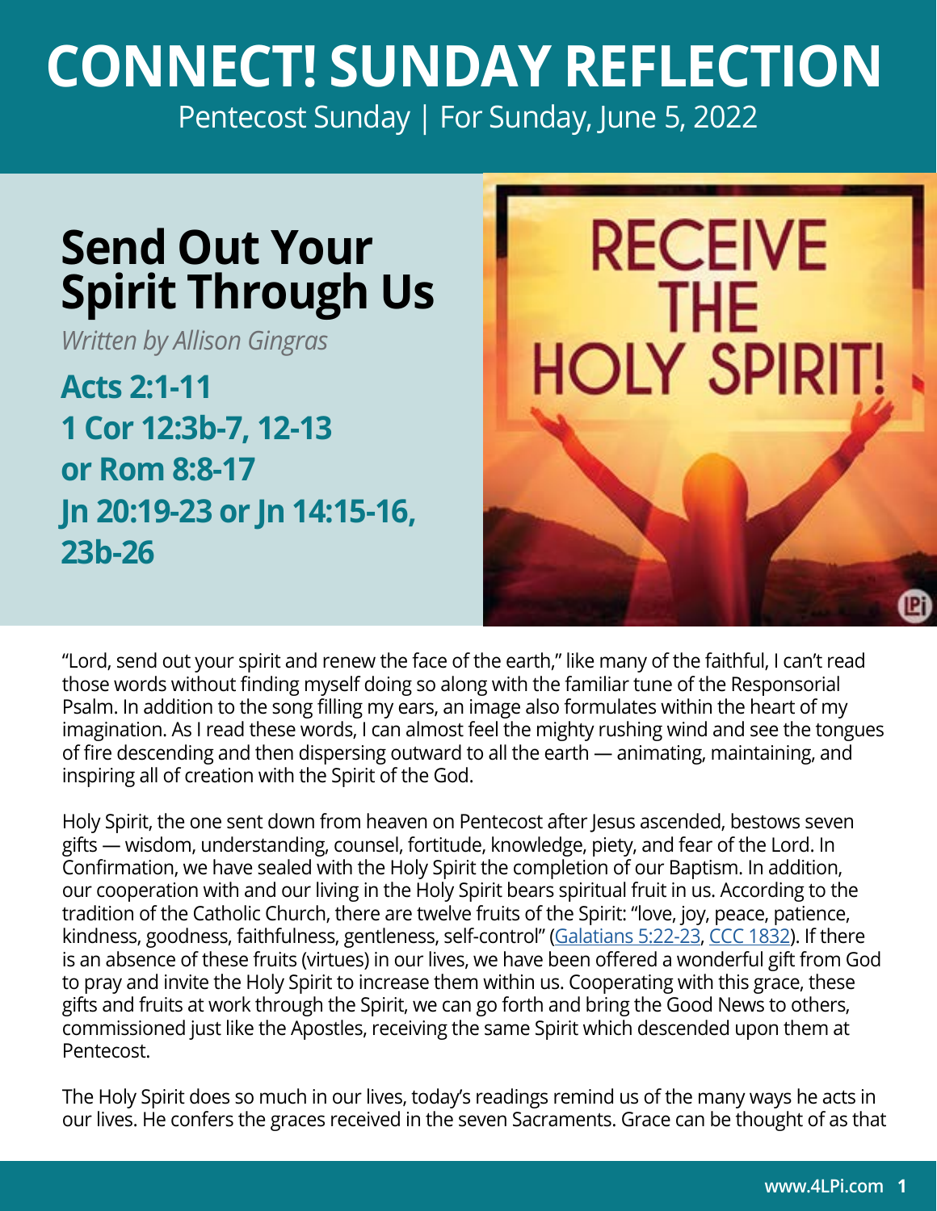# CONNECT! SUNDAY REFLECTION

Pentecost Sunday | For Sunday, June 5, 2022

## Send Out Your Spirit Through Us

*Written by Allison Gingras*

**Acts 2:1-11**
**1 Cor 12:3b-7, 12-13**
**or Rom 8:8-17**
**Jn 20:19-23 or Jn 14:15-16, 23b-26**

"Lord, send out your spirit and renew the face of the earth," like many of the faithful, I can't read those words without finding myself doing so along with the familiar tune of the Responsorial Psalm. In addition to the song filling my ears, an image also formulates within the heart of my imagination. As I read these words, I can almost feel the mighty rushing wind and see the tongues of fire descending and then dispersing outward to all the earth — animating, maintaining, and inspiring all of creation with the Spirit of the God.

Holy Spirit, the one sent down from heaven on Pentecost after Jesus ascended, bestows seven gifts — wisdom, understanding, counsel, fortitude, knowledge, piety, and fear of the Lord. In Confirmation, we have sealed with the Holy Spirit the completion of our Baptism. In addition, our cooperation with and our living in the Holy Spirit bears spiritual fruit in us. According to the tradition of the Catholic Church, there are twelve fruits of the Spirit: "love, joy, peace, patience, kindness, goodness, faithfulness, gentleness, self-control" (Galatians 5:22-23, CCC 1832). If there is an absence of these fruits (virtues) in our lives, we have been offered a wonderful gift from God to pray and invite the Holy Spirit to increase them within us. Cooperating with this grace, these gifts and fruits at work through the Spirit, we can go forth and bring the Good News to others, commissioned just like the Apostles, receiving the same Spirit which descended upon them at Pentecost.

The Holy Spirit does so much in our lives, today's readings remind us of the many ways he acts in our lives. He confers the graces received in the seven Sacraments. Grace can be thought of as that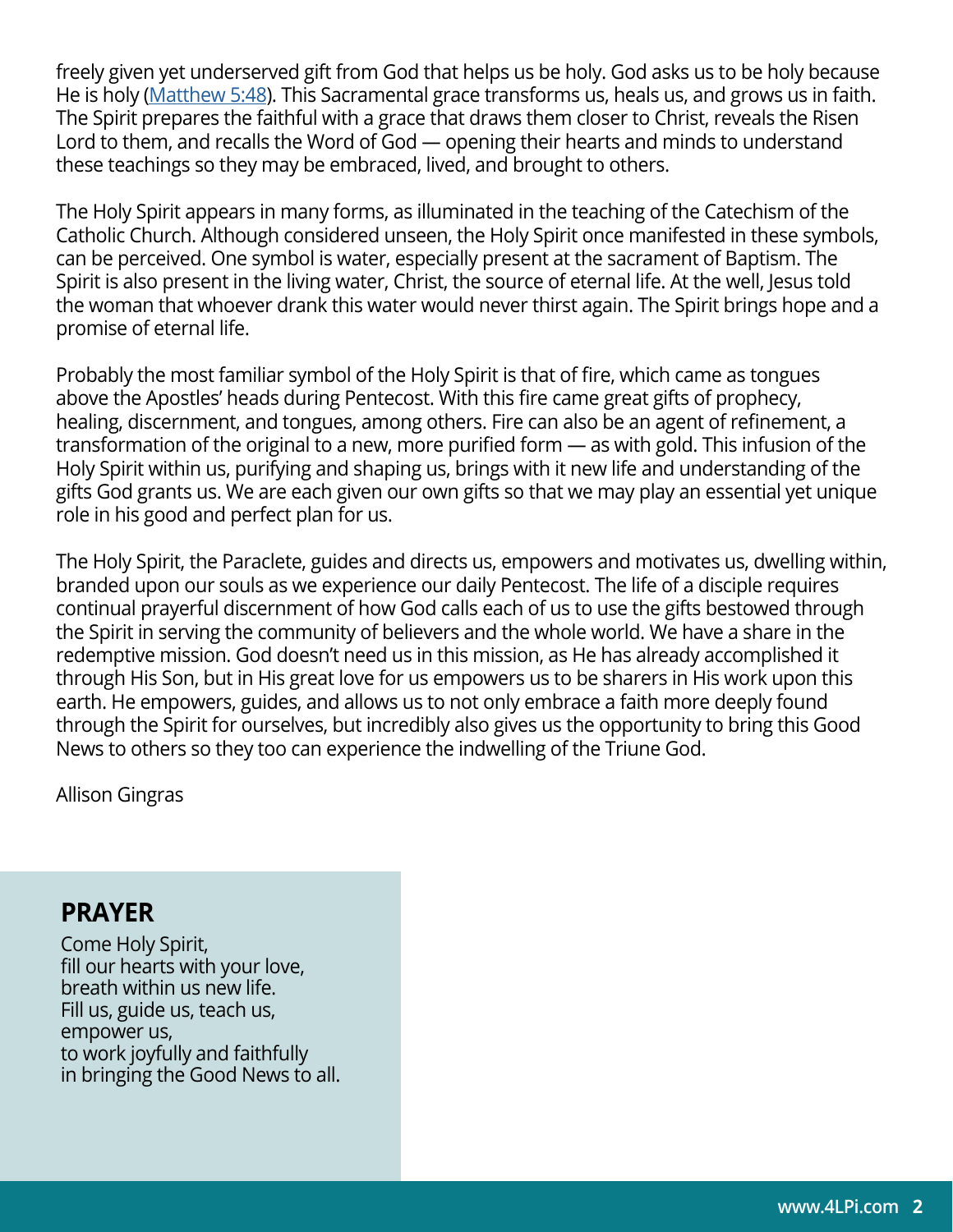freely given yet underserved gift from God that helps us be holy. God asks us to be holy because He is holy ([Matthew 5:48](Matthew 5:48)). This Sacramental grace transforms us, heals us, and grows us in faith. The Spirit prepares the faithful with a grace that draws them closer to Christ, reveals the Risen Lord to them, and recalls the Word of God — opening their hearts and minds to understand these teachings so they may be embraced, lived, and brought to others.

The Holy Spirit appears in many forms, as illuminated in the teaching of the Catechism of the Catholic Church. Although considered unseen, the Holy Spirit once manifested in these symbols, can be perceived. One symbol is water, especially present at the sacrament of Baptism. The Spirit is also present in the living water, Christ, the source of eternal life. At the well, Jesus told the woman that whoever drank this water would never thirst again. The Spirit brings hope and a promise of eternal life.

Probably the most familiar symbol of the Holy Spirit is that of fire, which came as tongues above the Apostles' heads during Pentecost. With this fire came great gifts of prophecy, healing, discernment, and tongues, among others. Fire can also be an agent of refinement, a transformation of the original to a new, more purified form — as with gold. This infusion of the Holy Spirit within us, purifying and shaping us, brings with it new life and understanding of the gifts God grants us. We are each given our own gifts so that we may play an essential yet unique role in his good and perfect plan for us.

The Holy Spirit, the Paraclete, guides and directs us, empowers and motivates us, dwelling within, branded upon our souls as we experience our daily Pentecost. The life of a disciple requires continual prayerful discernment of how God calls each of us to use the gifts bestowed through the Spirit in serving the community of believers and the whole world. We have a share in the redemptive mission. God doesn't need us in this mission, as He has already accomplished it through His Son, but in His great love for us empowers us to be sharers in His work upon this earth. He empowers, guides, and allows us to not only embrace a faith more deeply found through the Spirit for ourselves, but incredibly also gives us the opportunity to bring this Good News to others so they too can experience the indwelling of the Triune God.

Allison Gingras

## PRAYER

Come Holy Spirit,
fill our hearts with your love,
breath within us new life.
Fill us, guide us, teach us,
empower us,
to work joyfully and faithfully
in bringing the Good News to all.